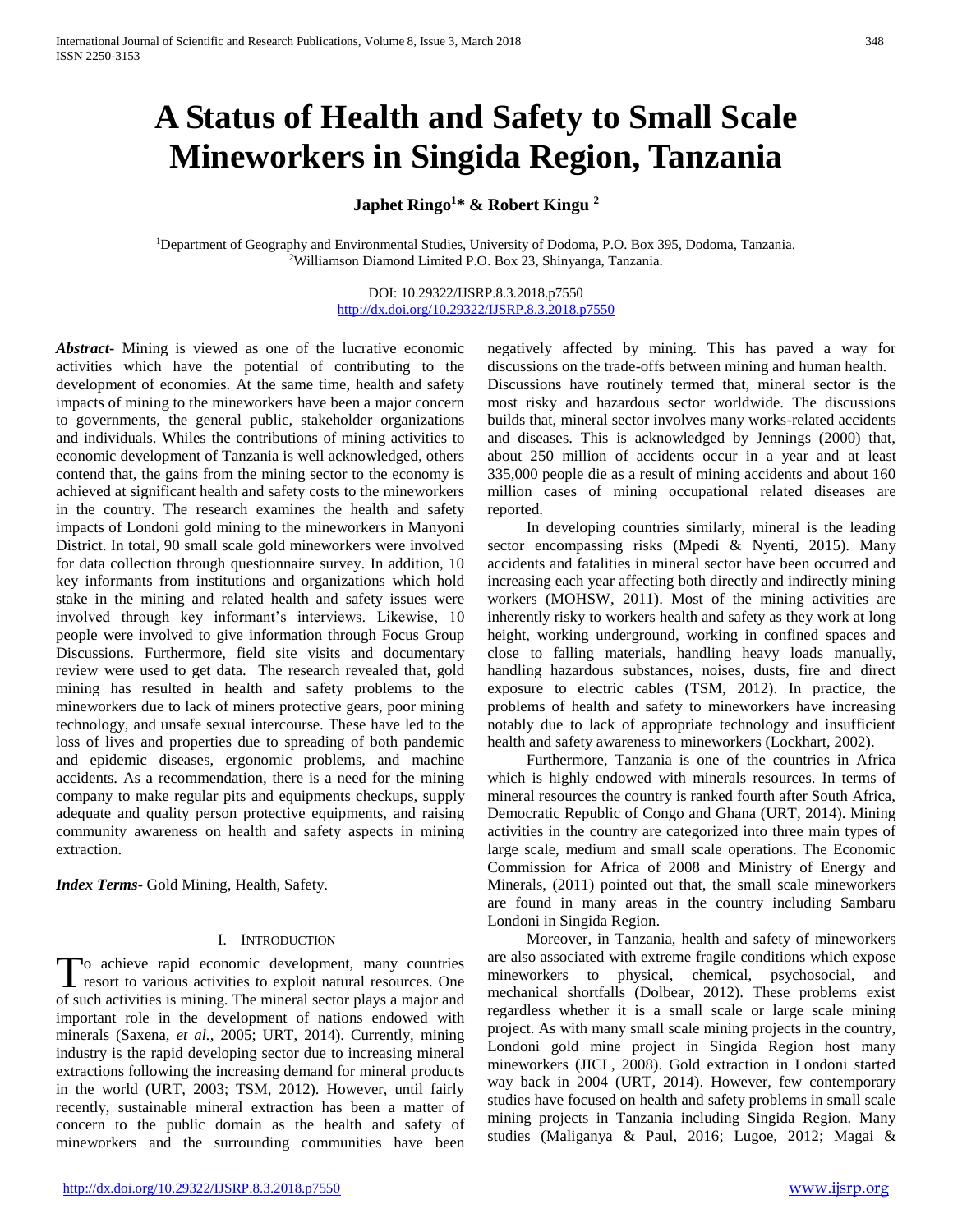# A Status of Health and Safety to Small Scale Mineworkers in Singida Region, Tanzania

**Japhet Ringo[1]* & Robert Kingu [2]**

[1]Department of Geography and Environmental Studies, University of Dodoma, P.O. Box 395, Dodoma, Tanzania.
[2]Williamson Diamond Limited P.O. Box 23, Shinyanga, Tanzania.

DOI: 10.29322/IJSRP.8.3.2018.p7550
http://dx.doi.org/10.29322/IJSRP.8.3.2018.p7550

***Abstract***- Mining is viewed as one of the lucrative economic activities which have the potential of contributing to the development of economies. At the same time, health and safety impacts of mining to the mineworkers have been a major concern to governments, the general public, stakeholder organizations and individuals. Whiles the contributions of mining activities to economic development of Tanzania is well acknowledged, others contend that, the gains from the mining sector to the economy is achieved at significant health and safety costs to the mineworkers in the country. The research examines the health and safety impacts of Londoni gold mining to the mineworkers in Manyoni District. In total, 90 small scale gold mineworkers were involved for data collection through questionnaire survey. In addition, 10 key informants from institutions and organizations which hold stake in the mining and related health and safety issues were involved through key informant's interviews. Likewise, 10 people were involved to give information through Focus Group Discussions. Furthermore, field site visits and documentary review were used to get data. The research revealed that, gold mining has resulted in health and safety problems to the mineworkers due to lack of miners protective gears, poor mining technology, and unsafe sexual intercourse. These have led to the loss of lives and properties due to spreading of both pandemic and epidemic diseases, ergonomic problems, and machine accidents. As a recommendation, there is a need for the mining company to make regular pits and equipments checkups, supply adequate and quality person protective equipments, and raising community awareness on health and safety aspects in mining extraction.

***Index Terms***- Gold Mining, Health, Safety.

## I. Introduction

To achieve rapid economic development, many countries resort to various activities to exploit natural resources. One of such activities is mining. The mineral sector plays a major and important role in the development of nations endowed with minerals (Saxena, *et al.,* 2005; URT, 2014). Currently, mining industry is the rapid developing sector due to increasing mineral extractions following the increasing demand for mineral products in the world (URT, 2003; TSM, 2012). However, until fairly recently, sustainable mineral extraction has been a matter of concern to the public domain as the health and safety of mineworkers and the surrounding communities have been negatively affected by mining. This has paved a way for discussions on the trade-offs between mining and human health. Discussions have routinely termed that, mineral sector is the most risky and hazardous sector worldwide. The discussions builds that, mineral sector involves many works-related accidents and diseases. This is acknowledged by Jennings (2000) that, about 250 million of accidents occur in a year and at least 335,000 people die as a result of mining accidents and about 160 million cases of mining occupational related diseases are reported.

In developing countries similarly, mineral is the leading sector encompassing risks (Mpedi & Nyenti, 2015). Many accidents and fatalities in mineral sector have been occurred and increasing each year affecting both directly and indirectly mining workers (MOHSW, 2011). Most of the mining activities are inherently risky to workers health and safety as they work at long height, working underground, working in confined spaces and close to falling materials, handling heavy loads manually, handling hazardous substances, noises, dusts, fire and direct exposure to electric cables (TSM, 2012). In practice, the problems of health and safety to mineworkers have increasing notably due to lack of appropriate technology and insufficient health and safety awareness to mineworkers (Lockhart, 2002).

Furthermore, Tanzania is one of the countries in Africa which is highly endowed with minerals resources. In terms of mineral resources the country is ranked fourth after South Africa, Democratic Republic of Congo and Ghana (URT, 2014). Mining activities in the country are categorized into three main types of large scale, medium and small scale operations. The Economic Commission for Africa of 2008 and Ministry of Energy and Minerals, (2011) pointed out that, the small scale mineworkers are found in many areas in the country including Sambaru Londoni in Singida Region.

Moreover, in Tanzania, health and safety of mineworkers are also associated with extreme fragile conditions which expose mineworkers to physical, chemical, psychosocial, and mechanical shortfalls (Dolbear, 2012). These problems exist regardless whether it is a small scale or large scale mining project. As with many small scale mining projects in the country, Londoni gold mine project in Singida Region host many mineworkers (JICL, 2008). Gold extraction in Londoni started way back in 2004 (URT, 2014). However, few contemporary studies have focused on health and safety problems in small scale mining projects in Tanzania including Singida Region. Many studies (Maliganya & Paul, 2016; Lugoe, 2012; Magai &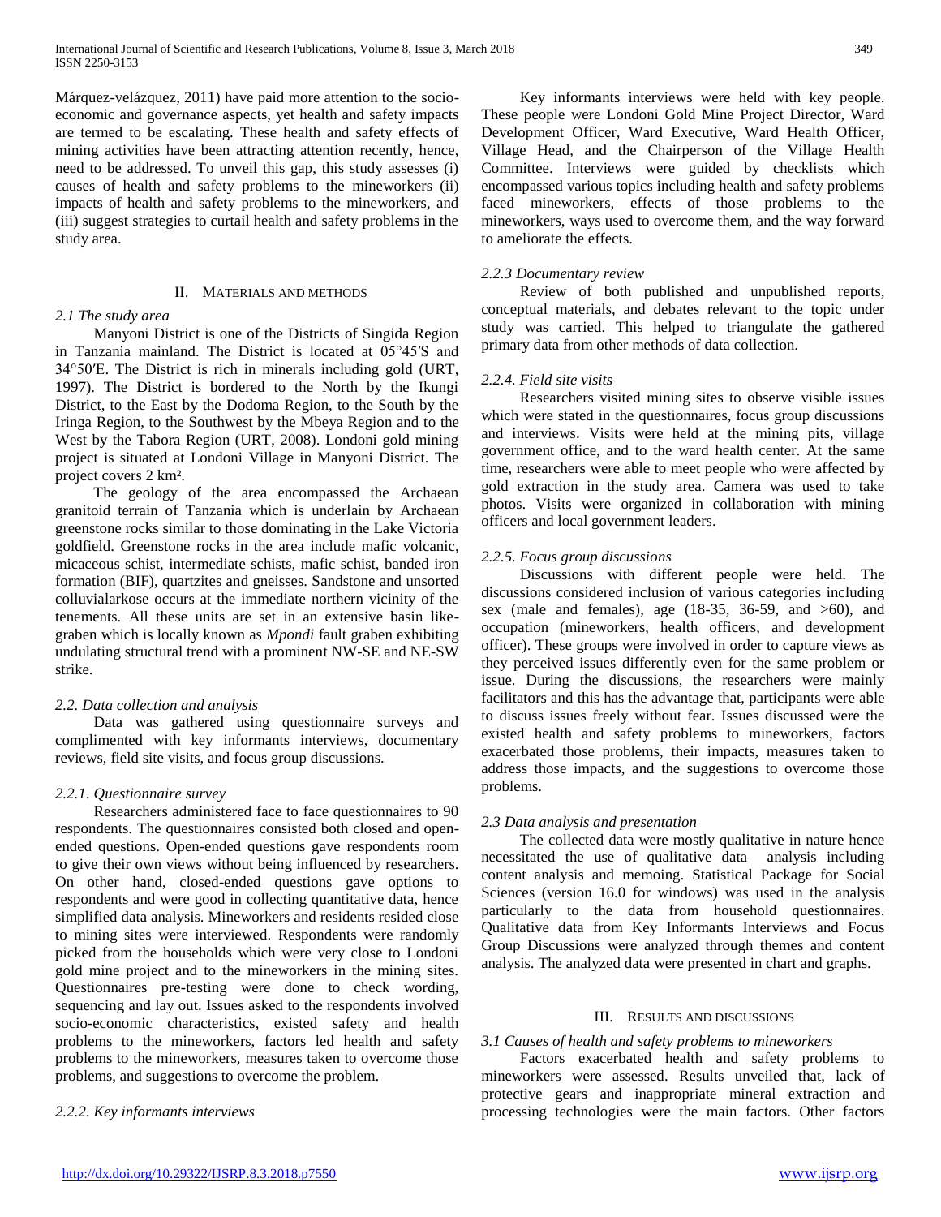Márquez-velázquez, 2011) have paid more attention to the socio-economic and governance aspects, yet health and safety impacts are termed to be escalating. These health and safety effects of mining activities have been attracting attention recently, hence, need to be addressed. To unveil this gap, this study assesses (i) causes of health and safety problems to the mineworkers (ii) impacts of health and safety problems to the mineworkers, and (iii) suggest strategies to curtail health and safety problems in the study area.

## II. Materials and Methods

### *2.1 The study area*

Manyoni District is one of the Districts of Singida Region in Tanzania mainland. The District is located at 05°45′S and 34°50′E. The District is rich in minerals including gold (URT, 1997). The District is bordered to the North by the Ikungi District, to the East by the Dodoma Region, to the South by the Iringa Region, to the Southwest by the Mbeya Region and to the West by the Tabora Region (URT, 2008). Londoni gold mining project is situated at Londoni Village in Manyoni District. The project covers 2 km².

The geology of the area encompassed the Archaean granitoid terrain of Tanzania which is underlain by Archaean greenstone rocks similar to those dominating in the Lake Victoria goldfield. Greenstone rocks in the area include mafic volcanic, micaceous schist, intermediate schists, mafic schist, banded iron formation (BIF), quartzites and gneisses. Sandstone and unsorted colluvialarkose occurs at the immediate northern vicinity of the tenements. All these units are set in an extensive basin like-graben which is locally known as *Mpondi* fault graben exhibiting undulating structural trend with a prominent NW-SE and NE-SW strike.

### *2.2. Data collection and analysis*

Data was gathered using questionnaire surveys and complimented with key informants interviews, documentary reviews, field site visits, and focus group discussions.

#### *2.2.1. Questionnaire survey*

Researchers administered face to face questionnaires to 90 respondents. The questionnaires consisted both closed and open-ended questions. Open-ended questions gave respondents room to give their own views without being influenced by researchers. On other hand, closed-ended questions gave options to respondents and were good in collecting quantitative data, hence simplified data analysis. Mineworkers and residents resided close to mining sites were interviewed. Respondents were randomly picked from the households which were very close to Londoni gold mine project and to the mineworkers in the mining sites. Questionnaires pre-testing were done to check wording, sequencing and lay out. Issues asked to the respondents involved socio-economic characteristics, existed safety and health problems to the mineworkers, factors led health and safety problems to the mineworkers, measures taken to overcome those problems, and suggestions to overcome the problem.

#### *2.2.2. Key informants interviews*

Key informants interviews were held with key people. These people were Londoni Gold Mine Project Director, Ward Development Officer, Ward Executive, Ward Health Officer, Village Head, and the Chairperson of the Village Health Committee. Interviews were guided by checklists which encompassed various topics including health and safety problems faced mineworkers, effects of those problems to the mineworkers, ways used to overcome them, and the way forward to ameliorate the effects.

#### *2.2.3 Documentary review*

Review of both published and unpublished reports, conceptual materials, and debates relevant to the topic under study was carried. This helped to triangulate the gathered primary data from other methods of data collection.

#### *2.2.4. Field site visits*

Researchers visited mining sites to observe visible issues which were stated in the questionnaires, focus group discussions and interviews. Visits were held at the mining pits, village government office, and to the ward health center. At the same time, researchers were able to meet people who were affected by gold extraction in the study area. Camera was used to take photos. Visits were organized in collaboration with mining officers and local government leaders.

#### *2.2.5. Focus group discussions*

Discussions with different people were held. The discussions considered inclusion of various categories including sex (male and females), age (18-35, 36-59, and >60), and occupation (mineworkers, health officers, and development officer). These groups were involved in order to capture views as they perceived issues differently even for the same problem or issue. During the discussions, the researchers were mainly facilitators and this has the advantage that, participants were able to discuss issues freely without fear. Issues discussed were the existed health and safety problems to mineworkers, factors exacerbated those problems, their impacts, measures taken to address those impacts, and the suggestions to overcome those problems.

### *2.3 Data analysis and presentation*

The collected data were mostly qualitative in nature hence necessitated the use of qualitative data analysis including content analysis and memoing. Statistical Package for Social Sciences (version 16.0 for windows) was used in the analysis particularly to the data from household questionnaires. Qualitative data from Key Informants Interviews and Focus Group Discussions were analyzed through themes and content analysis. The analyzed data were presented in chart and graphs.

## III. Results and Discussions

### *3.1 Causes of health and safety problems to mineworkers*

Factors exacerbated health and safety problems to mineworkers were assessed. Results unveiled that, lack of protective gears and inappropriate mineral extraction and processing technologies were the main factors. Other factors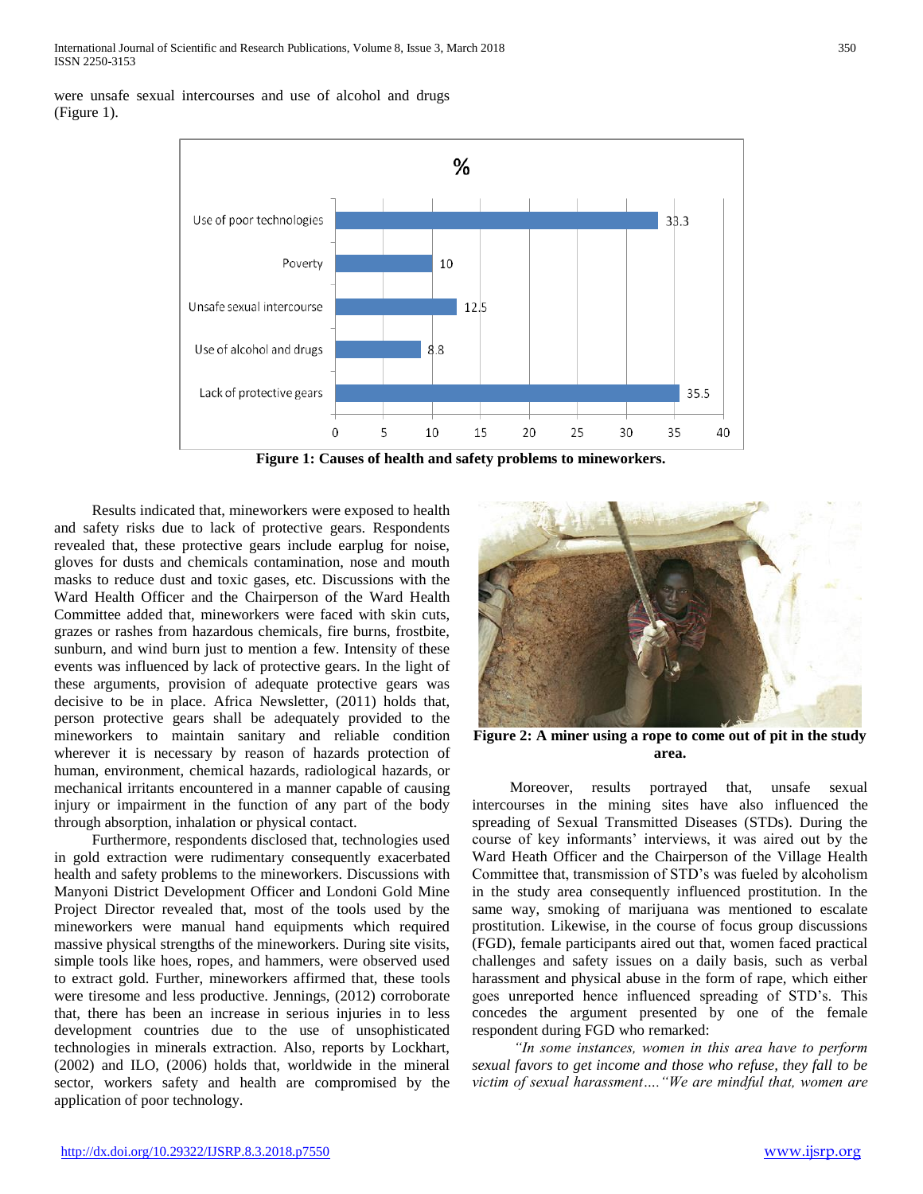were unsafe sexual intercourses and use of alcohol and drugs (Figure 1).

%

Use of poor technologies 33.3
Poverty 10
Unsafe sexual intercourse 12.5
Use of alcohol and drugs 8.8
Lack of protective gears 35.5

0 5 10 15 20 25 30 35 40

**Figure 1: Causes of health and safety problems to mineworkers.**

Results indicated that, mineworkers were exposed to health and safety risks due to lack of protective gears. Respondents revealed that, these protective gears include earplug for noise, gloves for dusts and chemicals contamination, nose and mouth masks to reduce dust and toxic gases, etc. Discussions with the Ward Health Officer and the Chairperson of the Ward Health Committee added that, mineworkers were faced with skin cuts, grazes or rashes from hazardous chemicals, fire burns, frostbite, sunburn, and wind burn just to mention a few. Intensity of these events was influenced by lack of protective gears. In the light of these arguments, provision of adequate protective gears was decisive to be in place. Africa Newsletter, (2011) holds that, person protective gears shall be adequately provided to the mineworkers to maintain sanitary and reliable condition wherever it is necessary by reason of hazards protection of human, environment, chemical hazards, radiological hazards, or mechanical irritants encountered in a manner capable of causing injury or impairment in the function of any part of the body through absorption, inhalation or physical contact.

Furthermore, respondents disclosed that, technologies used in gold extraction were rudimentary consequently exacerbated health and safety problems to the mineworkers. Discussions with Manyoni District Development Officer and Londoni Gold Mine Project Director revealed that, most of the tools used by the mineworkers were manual hand equipments which required massive physical strengths of the mineworkers. During site visits, simple tools like hoes, ropes, and hammers, were observed used to extract gold. Further, mineworkers affirmed that, these tools were tiresome and less productive. Jennings, (2012) corroborate that, there has been an increase in serious injuries in to less development countries due to the use of unsophisticated technologies in minerals extraction. Also, reports by Lockhart, (2002) and ILO, (2006) holds that, worldwide in the mineral sector, workers safety and health are compromised by the application of poor technology.

**Figure 2: A miner using a rope to come out of pit in the study area.**

Moreover, results portrayed that, unsafe sexual intercourses in the mining sites have also influenced the spreading of Sexual Transmitted Diseases (STDs). During the course of key informants' interviews, it was aired out by the Ward Heath Officer and the Chairperson of the Village Health Committee that, transmission of STD's was fueled by alcoholism in the study area consequently influenced prostitution. In the same way, smoking of marijuana was mentioned to escalate prostitution. Likewise, in the course of focus group discussions (FGD), female participants aired out that, women faced practical challenges and safety issues on a daily basis, such as verbal harassment and physical abuse in the form of rape, which either goes unreported hence influenced spreading of STD's. This concedes the argument presented by one of the female respondent during FGD who remarked:

*"In some instances, women in this area have to perform sexual favors to get income and those who refuse, they fall to be victim of sexual harassment…."We are mindful that, women are*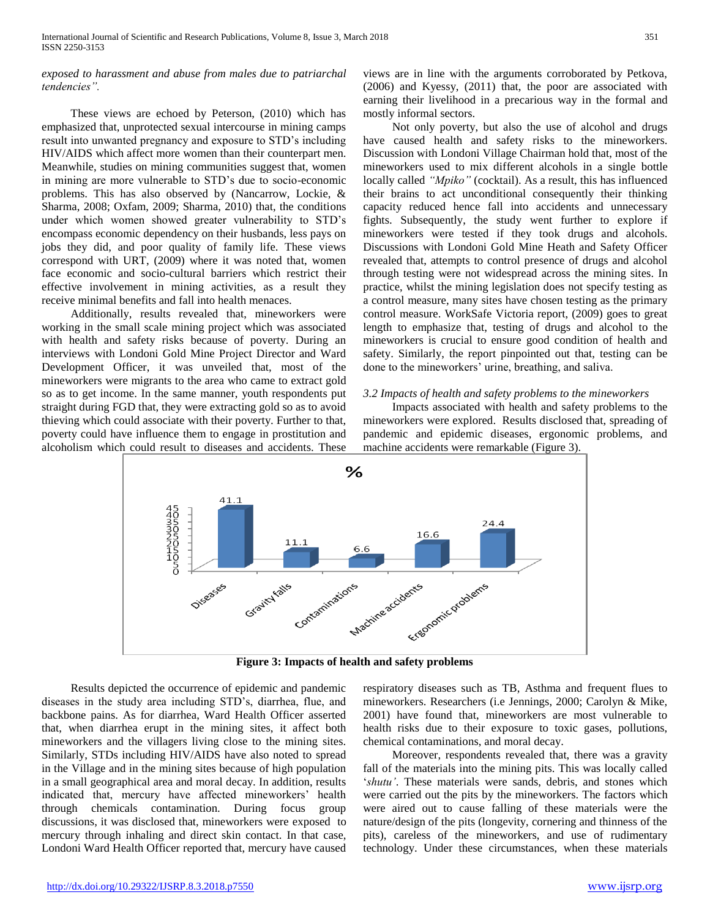*exposed to harassment and abuse from males due to patriarchal tendencies".*

These views are echoed by Peterson, (2010) which has emphasized that, unprotected sexual intercourse in mining camps result into unwanted pregnancy and exposure to STD's including HIV/AIDS which affect more women than their counterpart men. Meanwhile, studies on mining communities suggest that, women in mining are more vulnerable to STD's due to socio-economic problems. This has also observed by (Nancarrow, Lockie, & Sharma, 2008; Oxfam, 2009; Sharma, 2010) that, the conditions under which women showed greater vulnerability to STD's encompass economic dependency on their husbands, less pays on jobs they did, and poor quality of family life. These views correspond with URT, (2009) where it was noted that, women face economic and socio-cultural barriers which restrict their effective involvement in mining activities, as a result they receive minimal benefits and fall into health menaces.

Additionally, results revealed that, mineworkers were working in the small scale mining project which was associated with health and safety risks because of poverty. During an interviews with Londoni Gold Mine Project Director and Ward Development Officer, it was unveiled that, most of the mineworkers were migrants to the area who came to extract gold so as to get income. In the same manner, youth respondents put straight during FGD that, they were extracting gold so as to avoid thieving which could associate with their poverty. Further to that, poverty could have influence them to engage in prostitution and alcoholism which could result to diseases and accidents. These views are in line with the arguments corroborated by Petkova, (2006) and Kyessy, (2011) that, the poor are associated with earning their livelihood in a precarious way in the formal and mostly informal sectors.

Not only poverty, but also the use of alcohol and drugs have caused health and safety risks to the mineworkers. Discussion with Londoni Village Chairman hold that, most of the mineworkers used to mix different alcohols in a single bottle locally called *"Mpiko"* (cocktail). As a result, this has influenced their brains to act unconditional consequently their thinking capacity reduced hence fall into accidents and unnecessary fights. Subsequently, the study went further to explore if mineworkers were tested if they took drugs and alcohols. Discussions with Londoni Gold Mine Heath and Safety Officer revealed that, attempts to control presence of drugs and alcohol through testing were not widespread across the mining sites. In practice, whilst the mining legislation does not specify testing as a control measure, many sites have chosen testing as the primary control measure. WorkSafe Victoria report, (2009) goes to great length to emphasize that, testing of drugs and alcohol to the mineworkers is crucial to ensure good condition of health and safety. Similarly, the report pinpointed out that, testing can be done to the mineworkers' urine, breathing, and saliva.

### *3.2 Impacts of health and safety problems to the mineworkers*

Impacts associated with health and safety problems to the mineworkers were explored. Results disclosed that, spreading of pandemic and epidemic diseases, ergonomic problems, and machine accidents were remarkable (Figure 3).

%

41.1
11.1
6.6
16.6
24.4

0 5 10 15 20 25 30 35 40 45

Diseases
Gravity falls
Contaminations
Machine accidents
Ergonomic problems

**Figure 3: Impacts of health and safety problems**

Results depicted the occurrence of epidemic and pandemic diseases in the study area including STD's, diarrhea, flue, and backbone pains. As for diarrhea, Ward Health Officer asserted that, when diarrhea erupt in the mining sites, it affect both mineworkers and the villagers living close to the mining sites. Similarly, STDs including HIV/AIDS have also noted to spread in the Village and in the mining sites because of high population in a small geographical area and moral decay. In addition, results indicated that, mercury have affected mineworkers' health through chemicals contamination. During focus group discussions, it was disclosed that, mineworkers were exposed to mercury through inhaling and direct skin contact. In that case, Londoni Ward Health Officer reported that, mercury have caused respiratory diseases such as TB, Asthma and frequent flues to mineworkers. Researchers (i.e Jennings, 2000; Carolyn & Mike, 2001) have found that, mineworkers are most vulnerable to health risks due to their exposure to toxic gases, pollutions, chemical contaminations, and moral decay.

Moreover, respondents revealed that, there was a gravity fall of the materials into the mining pits. This was locally called '*shutu'*. These materials were sands, debris, and stones which were carried out the pits by the mineworkers. The factors which were aired out to cause falling of these materials were the nature/design of the pits (longevity, cornering and thinness of the pits), careless of the mineworkers, and use of rudimentary technology. Under these circumstances, when these materials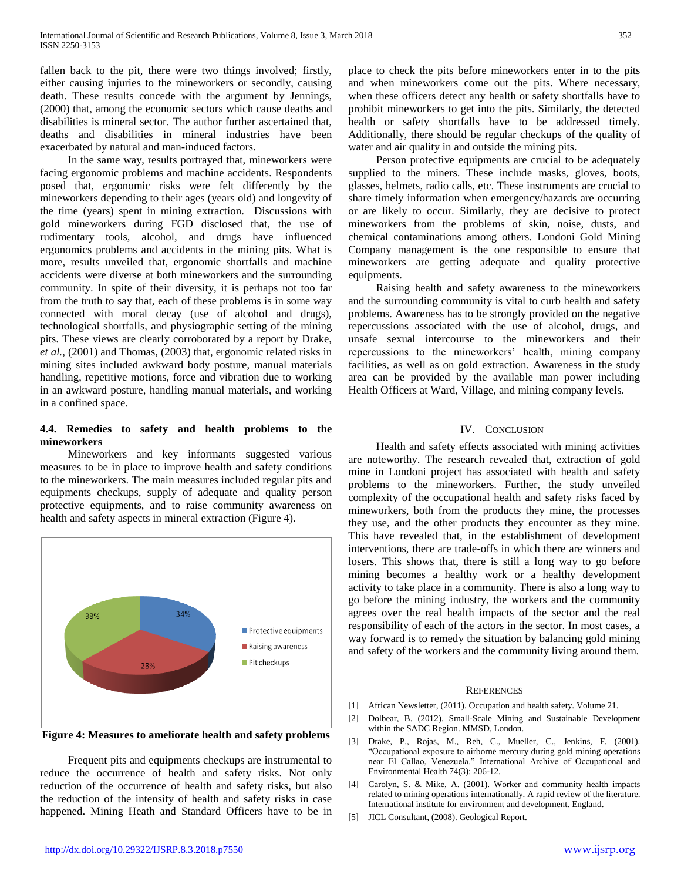fallen back to the pit, there were two things involved; firstly, either causing injuries to the mineworkers or secondly, causing death. These results concede with the argument by Jennings, (2000) that, among the economic sectors which cause deaths and disabilities is mineral sector. The author further ascertained that, deaths and disabilities in mineral industries have been exacerbated by natural and man-induced factors.

In the same way, results portrayed that, mineworkers were facing ergonomic problems and machine accidents. Respondents posed that, ergonomic risks were felt differently by the mineworkers depending to their ages (years old) and longevity of the time (years) spent in mining extraction. Discussions with gold mineworkers during FGD disclosed that, the use of rudimentary tools, alcohol, and drugs have influenced ergonomics problems and accidents in the mining pits. What is more, results unveiled that, ergonomic shortfalls and machine accidents were diverse at both mineworkers and the surrounding community. In spite of their diversity, it is perhaps not too far from the truth to say that, each of these problems is in some way connected with moral decay (use of alcohol and drugs), technological shortfalls, and physiographic setting of the mining pits. These views are clearly corroborated by a report by Drake, *et al.,* (2001) and Thomas, (2003) that, ergonomic related risks in mining sites included awkward body posture, manual materials handling, repetitive motions, force and vibration due to working in an awkward posture, handling manual materials, and working in a confined space.

### 4.4. Remedies to safety and health problems to the mineworkers

Mineworkers and key informants suggested various measures to be in place to improve health and safety conditions to the mineworkers. The main measures included regular pits and equipments checkups, supply of adequate and quality person protective equipments, and to raise community awareness on health and safety aspects in mineral extraction (Figure 4).

38%
34%
28%
Protective equipments
Raising awareness
Pit checkups

**Figure 4: Measures to ameliorate health and safety problems**

Frequent pits and equipments checkups are instrumental to reduce the occurrence of health and safety risks. Not only reduction of the occurrence of health and safety risks, but also the reduction of the intensity of health and safety risks in case happened. Mining Heath and Standard Officers have to be in place to check the pits before mineworkers enter in to the pits and when mineworkers come out the pits. Where necessary, when these officers detect any health or safety shortfalls have to prohibit mineworkers to get into the pits. Similarly, the detected health or safety shortfalls have to be addressed timely. Additionally, there should be regular checkups of the quality of water and air quality in and outside the mining pits.

Person protective equipments are crucial to be adequately supplied to the miners. These include masks, gloves, boots, glasses, helmets, radio calls, etc. These instruments are crucial to share timely information when emergency/hazards are occurring or are likely to occur. Similarly, they are decisive to protect mineworkers from the problems of skin, noise, dusts, and chemical contaminations among others. Londoni Gold Mining Company management is the one responsible to ensure that mineworkers are getting adequate and quality protective equipments.

Raising health and safety awareness to the mineworkers and the surrounding community is vital to curb health and safety problems. Awareness has to be strongly provided on the negative repercussions associated with the use of alcohol, drugs, and unsafe sexual intercourse to the mineworkers and their repercussions to the mineworkers' health, mining company facilities, as well as on gold extraction. Awareness in the study area can be provided by the available man power including Health Officers at Ward, Village, and mining company levels.

## IV. Conclusion

Health and safety effects associated with mining activities are noteworthy. The research revealed that, extraction of gold mine in Londoni project has associated with health and safety problems to the mineworkers. Further, the study unveiled complexity of the occupational health and safety risks faced by mineworkers, both from the products they mine, the processes they use, and the other products they encounter as they mine. This have revealed that, in the establishment of development interventions, there are trade-offs in which there are winners and losers. This shows that, there is still a long way to go before mining becomes a healthy work or a healthy development activity to take place in a community. There is also a long way to go before the mining industry, the workers and the community agrees over the real health impacts of the sector and the real responsibility of each of the actors in the sector. In most cases, a way forward is to remedy the situation by balancing gold mining and safety of the workers and the community living around them.

## References

[1] African Newsletter, (2011). Occupation and health safety. Volume 21.

[2] Dolbear, B. (2012). Small-Scale Mining and Sustainable Development within the SADC Region. MMSD, London.

[3] Drake, P., Rojas, M., Reh, C., Mueller, C., Jenkins, F. (2001). "Occupational exposure to airborne mercury during gold mining operations near El Callao, Venezuela." International Archive of Occupational and Environmental Health 74(3): 206-12.

[4] Carolyn, S. & Mike, A. (2001). Worker and community health impacts related to mining operations internationally. A rapid review of the literature. International institute for environment and development. England.

[5] JICL Consultant, (2008). Geological Report.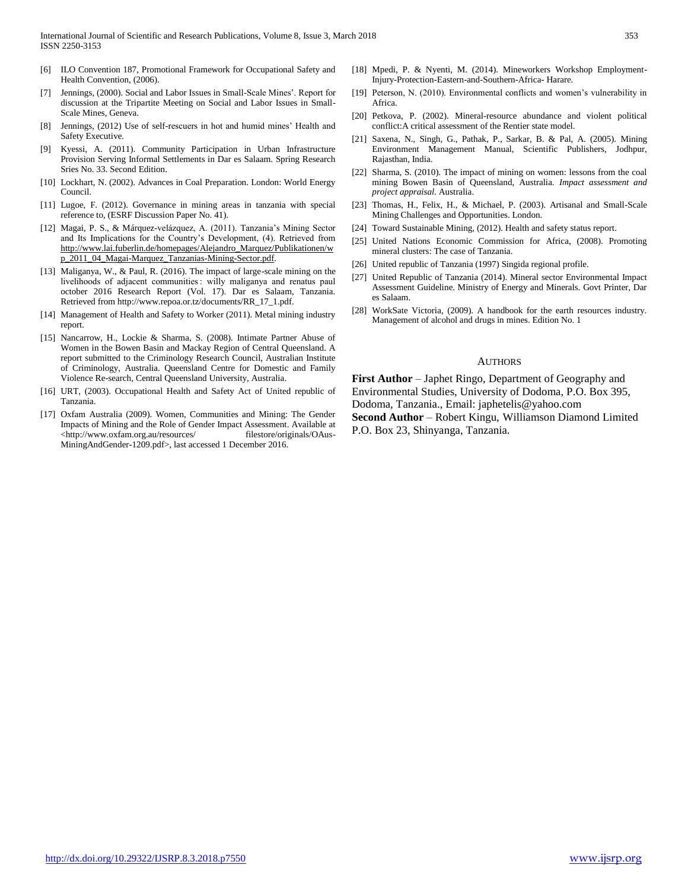[6] ILO Convention 187, Promotional Framework for Occupational Safety and Health Convention, (2006).

[7] Jennings, (2000). Social and Labor Issues in Small-Scale Mines'. Report for discussion at the Tripartite Meeting on Social and Labor Issues in Small-Scale Mines, Geneva.

[8] Jennings, (2012) Use of self-rescuers in hot and humid mines' Health and Safety Executive.

[9] Kyessi, A. (2011). Community Participation in Urban Infrastructure Provision Serving Informal Settlements in Dar es Salaam. Spring Research Sries No. 33. Second Edition.

[10] Lockhart, N. (2002). Advances in Coal Preparation. London: World Energy Council.

[11] Lugoe, F. (2012). Governance in mining areas in tanzania with special reference to, (ESRF Discussion Paper No. 41).

[12] Magai, P. S., & Márquez-velázquez, A. (2011). Tanzania's Mining Sector and Its Implications for the Country's Development, (4). Retrieved from http://www.lai.fuberlin.de/homepages/Alejandro_Marquez/Publikationen/wp_2011_04_Magai-Marquez_Tanzanias-Mining-Sector.pdf.

[13] Maliganya, W., & Paul, R. (2016). The impact of large-scale mining on the livelihoods of adjacent communities : willy maliganya and renatus paul october 2016 Research Report (Vol. 17). Dar es Salaam, Tanzania. Retrieved from http://www.repoa.or.tz/documents/RR_17_1.pdf.

[14] Management of Health and Safety to Worker (2011). Metal mining industry report.

[15] Nancarrow, H., Lockie & Sharma, S. (2008). Intimate Partner Abuse of Women in the Bowen Basin and Mackay Region of Central Queensland. A report submitted to the Criminology Research Council, Australian Institute of Criminology, Australia. Queensland Centre for Domestic and Family Violence Re-search, Central Queensland University, Australia.

[16] URT, (2003). Occupational Health and Safety Act of United republic of Tanzania.

[17] Oxfam Australia (2009). Women, Communities and Mining: The Gender Impacts of Mining and the Role of Gender Impact Assessment. Available at <http://www.oxfam.org.au/resources/ filestore/originals/OAus-MiningAndGender-1209.pdf>, last accessed 1 December 2016.

[18] Mpedi, P. & Nyenti, M. (2014). Mineworkers Workshop Employment-Injury-Protection-Eastern-and-Southern-Africa- Harare.

[19] Peterson, N. (2010). Environmental conflicts and women's vulnerability in Africa.

[20] Petkova, P. (2002). Mineral-resource abundance and violent political conflict:A critical assessment of the Rentier state model.

[21] Saxena, N., Singh, G., Pathak, P., Sarkar, B. & Pal, A. (2005). Mining Environment Management Manual, Scientific Publishers, Jodhpur, Rajasthan, India.

[22] Sharma, S. (2010). The impact of mining on women: lessons from the coal mining Bowen Basin of Queensland, Australia. *Impact assessment and project appraisal.* Australia.

[23] Thomas, H., Felix, H., & Michael, P. (2003). Artisanal and Small-Scale Mining Challenges and Opportunities. London.

[24] Toward Sustainable Mining, (2012). Health and safety status report.

[25] United Nations Economic Commission for Africa, (2008). Promoting mineral clusters: The case of Tanzania.

[26] United republic of Tanzania (1997) Singida regional profile.

[27] United Republic of Tanzania (2014). Mineral sector Environmental Impact Assessment Guideline. Ministry of Energy and Minerals. Govt Printer, Dar es Salaam.

[28] WorkSate Victoria, (2009). A handbook for the earth resources industry. Management of alcohol and drugs in mines. Edition No. 1

## Authors

**First Author** – Japhet Ringo, Department of Geography and Environmental Studies, University of Dodoma, P.O. Box 395, Dodoma, Tanzania., Email: japhetelis@yahoo.com

**Second Author** – Robert Kingu, Williamson Diamond Limited P.O. Box 23, Shinyanga, Tanzania.